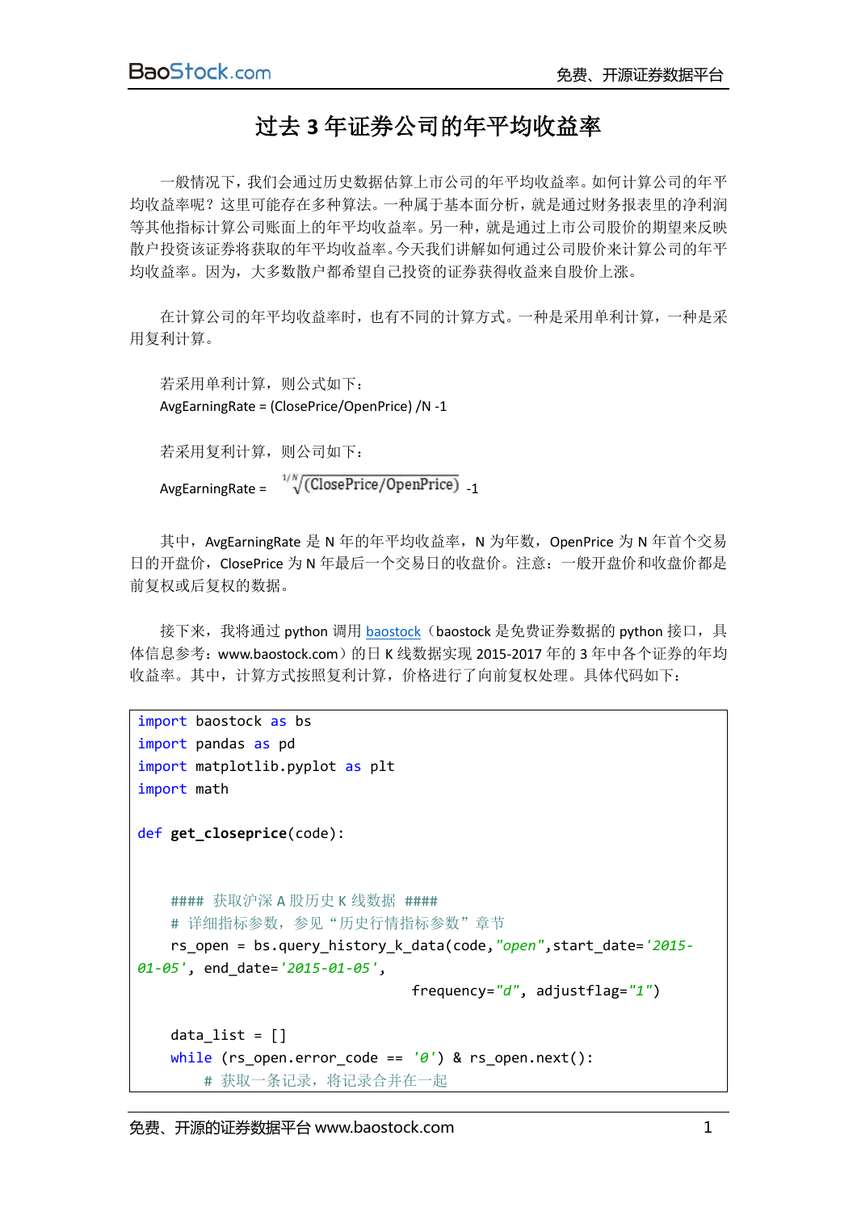# 过去 3 年证券公司的年平均收益率

一般情况下，我们会通过历史数据估算上市公司的年平均收益率。如何计算公司的年平均收益率呢？这里可能存在多种算法。一种属于基本面分析，就是通过财务报表里的净利润等其他指标计算公司账面上的年平均收益率。另一种，就是通过上市公司股价的期望来反映散户投资该证券将获取的年平均收益率。今天我们讲解如何通过公司股价来计算公司的年平均收益率。因为，大多数散户都希望自己投资的证券获得收益来自股价上涨。

在计算公司的年平均收益率时，也有不同的计算方式。一种是采用单利计算，一种是采用复利计算。

若采用单利计算，则公式如下：

AvgEarningRate = (ClosePrice/OpenPrice) /N -1

若采用复利计算，则公司如下：

AvgEarningRate = $\sqrt[1/N]{(ClosePrice/OpenPrice)}$ -1

其中，AvgEarningRate 是 N 年的年平均收益率，N 为年数，OpenPrice 为 N 年首个交易日的开盘价，ClosePrice 为 N 年最后一个交易日的收盘价。注意：一般开盘价和收盘价都是前复权或后复权的数据。

接下来，我将通过 python 调用 baostock（baostock 是免费证券数据的 python 接口，具体信息参考：www.baostock.com）的日 K 线数据实现 2015-2017 年的 3 年中各个证券的年均收益率。其中，计算方式按照复利计算，价格进行了向前复权处理。具体代码如下：

```
import baostock as bs
import pandas as pd
import matplotlib.pyplot as plt
import math

def get_closeprice(code):


    #### 获取沪深 A 股历史 K 线数据 ####
    # 详细指标参数，参见“历史行情指标参数”章节
    rs_open = bs.query_history_k_data(code,"open",start_date='2015-01-05', end_date='2015-01-05',
                                      frequency="d", adjustflag="1")

    data_list = []
    while (rs_open.error_code == '0') & rs_open.next():
        # 获取一条记录，将记录合并在一起
```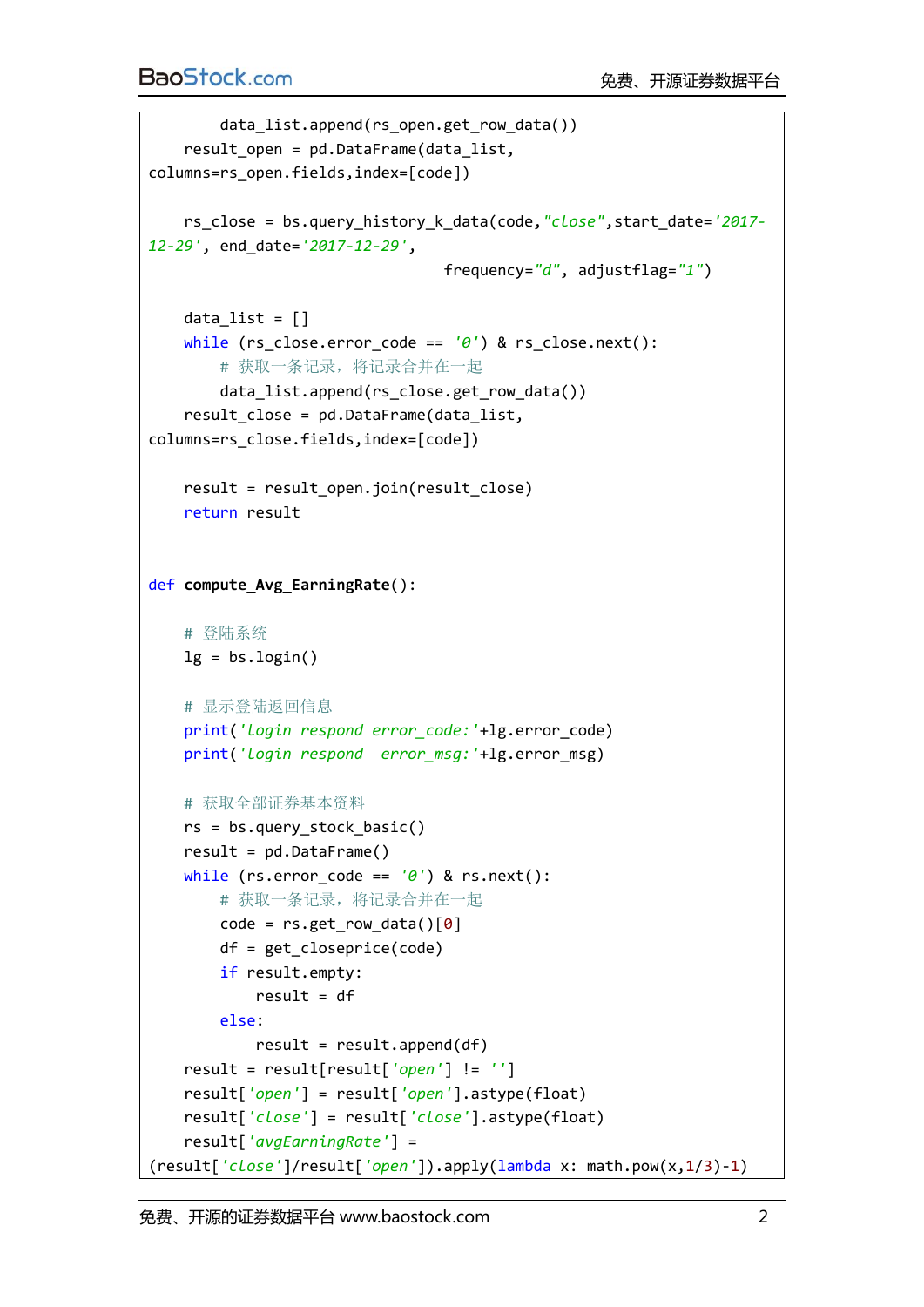```
        data_list.append(rs_open.get_row_data())
    result_open = pd.DataFrame(data_list,
columns=rs_open.fields,index=[code])

    rs_close = bs.query_history_k_data(code,"close",start_date='2017-
12-29', end_date='2017-12-29',
                                       frequency="d", adjustflag="1")

    data_list = []
    while (rs_close.error_code == '0') & rs_close.next():
        # 获取一条记录，将记录合并在一起
        data_list.append(rs_close.get_row_data())
    result_close = pd.DataFrame(data_list,
columns=rs_close.fields,index=[code])

    result = result_open.join(result_close)
    return result


def compute_Avg_EarningRate():

    # 登陆系统
    lg = bs.login()

    # 显示登陆返回信息
    print('login respond error_code:'+lg.error_code)
    print('login respond  error_msg:'+lg.error_msg)

    # 获取全部证券基本资料
    rs = bs.query_stock_basic()
    result = pd.DataFrame()
    while (rs.error_code == '0') & rs.next():
        # 获取一条记录，将记录合并在一起
        code = rs.get_row_data()[0]
        df = get_closeprice(code)
        if result.empty:
            result = df
        else:
            result = result.append(df)
    result = result[result['open'] != '']
    result['open'] = result['open'].astype(float)
    result['close'] = result['close'].astype(float)
    result['avgEarningRate'] =
(result['close']/result['open']).apply(lambda x: math.pow(x,1/3)-1)
```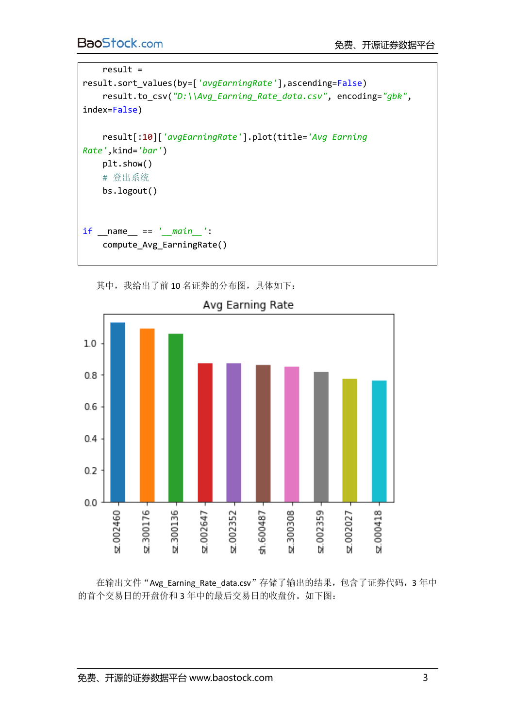```python
    result = result.sort_values(by=['avgEarningRate'],ascending=False)
    result.to_csv("D:\\Avg_Earning_Rate_data.csv", encoding="gbk", index=False)

    result[:10]['avgEarningRate'].plot(title='Avg Earning Rate',kind='bar')
    plt.show()
    # 登出系统
    bs.logout()


if __name__ == '__main__':
    compute_Avg_EarningRate()
```

其中，我给出了前 10 名证券的分布图，具体如下：

在输出文件"Avg_Earning_Rate_data.csv"存储了输出的结果，包含了证券代码，3 年中的首个交易日的开盘价和 3 年中的最后交易日的收盘价。如下图：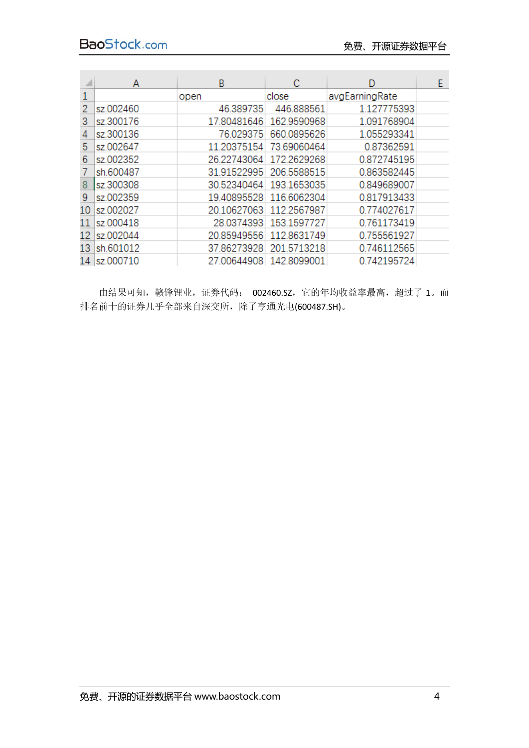| | open | close | avgEarningRate |
|---|---|---|---|
| sz.002460 | 46.389735 | 446.888561 | 1.127775393 |
| sz.300176 | 17.80481646 | 162.9590968 | 1.091768904 |
| sz.300136 | 76.029375 | 660.0895626 | 1.055293341 |
| sz.002647 | 11.20375154 | 73.69060464 | 0.87362591 |
| sz.002352 | 26.22743064 | 172.2629268 | 0.872745195 |
| sh.600487 | 31.91522995 | 206.5588515 | 0.863582445 |
| sz.300308 | 30.52340464 | 193.1653035 | 0.849689007 |
| sz.002359 | 19.40895528 | 116.6062304 | 0.817913433 |
| sz.002027 | 20.10627063 | 112.2567987 | 0.774027617 |
| sz.000418 | 28.0374393 | 153.1597727 | 0.761173419 |
| sz.002044 | 20.85949556 | 112.8631749 | 0.755561927 |
| sh.601012 | 37.86273928 | 201.5713218 | 0.746112565 |
| sz.000710 | 27.00644908 | 142.8099001 | 0.742195724 |

由结果可知，赣锋锂业，证券代码： 002460.SZ，它的年均收益率最高，超过了 1。而排名前十的证券几乎全部来自深交所，除了亨通光电(600487.SH)。